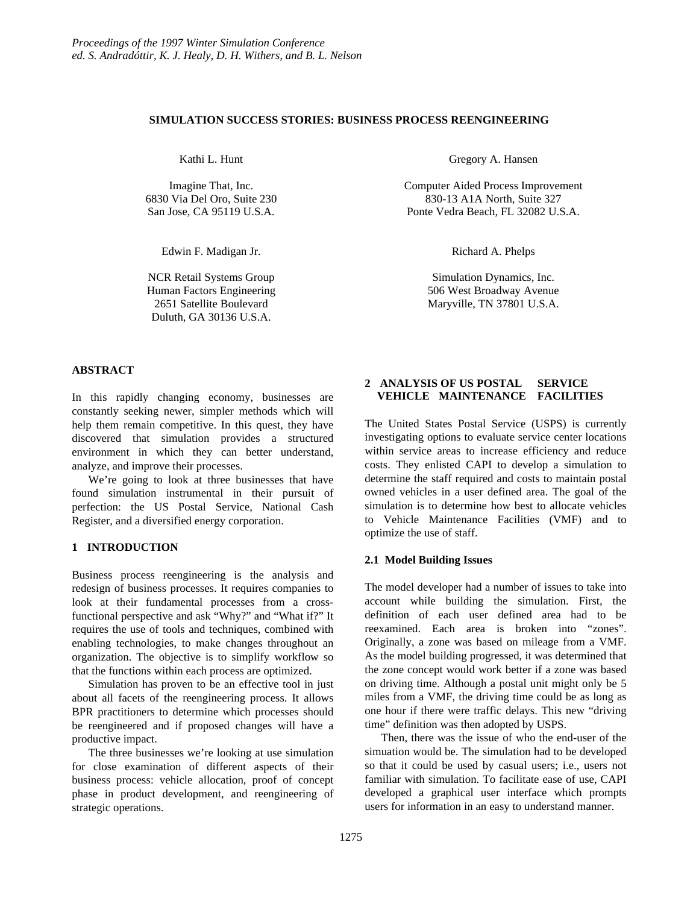# SIMULATION SUCCESS STORIES: BUSINESS PROCESS REENGINEERING

Kathi L. Hunt

Imagine That, Inc.
6830 Via Del Oro, Suite 230
San Jose, CA 95119 U.S.A.

Gregory A. Hansen

Computer Aided Process Improvement
830-13 A1A North, Suite 327
Ponte Vedra Beach, FL 32082 U.S.A.

Edwin F. Madigan Jr.

NCR Retail Systems Group
Human Factors Engineering
2651 Satellite Boulevard
Duluth, GA 30136 U.S.A.

Richard A. Phelps

Simulation Dynamics, Inc.
506 West Broadway Avenue
Maryville, TN 37801 U.S.A.

## ABSTRACT

In this rapidly changing economy, businesses are constantly seeking newer, simpler methods which will help them remain competitive. In this quest, they have discovered that simulation provides a structured environment in which they can better understand, analyze, and improve their processes.

We're going to look at three businesses that have found simulation instrumental in their pursuit of perfection: the US Postal Service, National Cash Register, and a diversified energy corporation.

## 1 INTRODUCTION

Business process reengineering is the analysis and redesign of business processes. It requires companies to look at their fundamental processes from a cross-functional perspective and ask "Why?" and "What if?" It requires the use of tools and techniques, combined with enabling technologies, to make changes throughout an organization. The objective is to simplify workflow so that the functions within each process are optimized.

Simulation has proven to be an effective tool in just about all facets of the reengineering process. It allows BPR practitioners to determine which processes should be reengineered and if proposed changes will have a productive impact.

The three businesses we're looking at use simulation for close examination of different aspects of their business process: vehicle allocation, proof of concept phase in product development, and reengineering of strategic operations.

## 2 ANALYSIS OF US POSTAL SERVICE VEHICLE MAINTENANCE FACILITIES

The United States Postal Service (USPS) is currently investigating options to evaluate service center locations within service areas to increase efficiency and reduce costs. They enlisted CAPI to develop a simulation to determine the staff required and costs to maintain postal owned vehicles in a user defined area. The goal of the simulation is to determine how best to allocate vehicles to Vehicle Maintenance Facilities (VMF) and to optimize the use of staff.

### 2.1 Model Building Issues

The model developer had a number of issues to take into account while building the simulation. First, the definition of each user defined area had to be reexamined. Each area is broken into "zones". Originally, a zone was based on mileage from a VMF. As the model building progressed, it was determined that the zone concept would work better if a zone was based on driving time. Although a postal unit might only be 5 miles from a VMF, the driving time could be as long as one hour if there were traffic delays. This new "driving time" definition was then adopted by USPS.

Then, there was the issue of who the end-user of the simuation would be. The simulation had to be developed so that it could be used by casual users; i.e., users not familiar with simulation. To facilitate ease of use, CAPI developed a graphical user interface which prompts users for information in an easy to understand manner.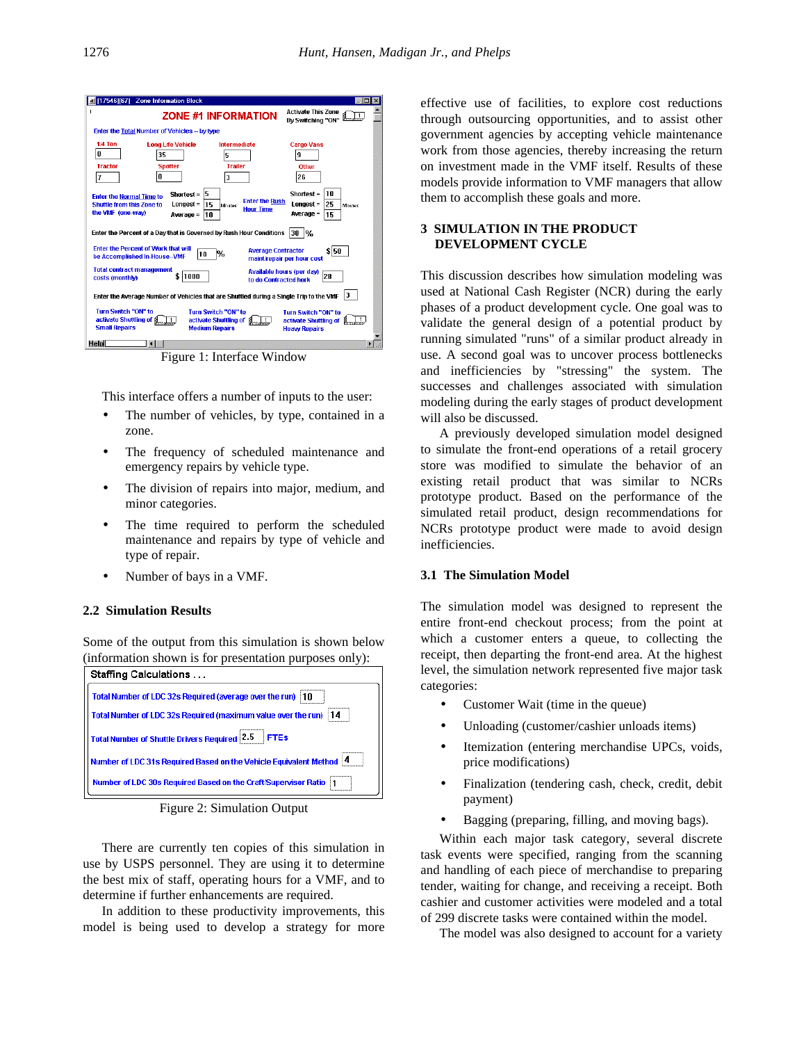Figure 1: Interface Window

This interface offers a number of inputs to the user:

- The number of vehicles, by type, contained in a zone.
- The frequency of scheduled maintenance and emergency repairs by vehicle type.
- The division of repairs into major, medium, and minor categories.
- The time required to perform the scheduled maintenance and repairs by type of vehicle and type of repair.
- Number of bays in a VMF.

## 2.2 Simulation Results

Some of the output from this simulation is shown below (information shown is for presentation purposes only):

Figure 2: Simulation Output

There are currently ten copies of this simulation in use by USPS personnel. They are using it to determine the best mix of staff, operating hours for a VMF, and to determine if further enhancements are required.

In addition to these productivity improvements, this model is being used to develop a strategy for more effective use of facilities, to explore cost reductions through outsourcing opportunities, and to assist other government agencies by accepting vehicle maintenance work from those agencies, thereby increasing the return on investment made in the VMF itself. Results of these models provide information to VMF managers that allow them to accomplish these goals and more.

# 3 SIMULATION IN THE PRODUCT DEVELOPMENT CYCLE

This discussion describes how simulation modeling was used at National Cash Register (NCR) during the early phases of a product development cycle. One goal was to validate the general design of a potential product by running simulated "runs" of a similar product already in use. A second goal was to uncover process bottlenecks and inefficiencies by "stressing" the system. The successes and challenges associated with simulation modeling during the early stages of product development will also be discussed.

A previously developed simulation model designed to simulate the front-end operations of a retail grocery store was modified to simulate the behavior of an existing retail product that was similar to NCRs prototype product. Based on the performance of the simulated retail product, design recommendations for NCRs prototype product were made to avoid design inefficiencies.

## 3.1 The Simulation Model

The simulation model was designed to represent the entire front-end checkout process; from the point at which a customer enters a queue, to collecting the receipt, then departing the front-end area. At the highest level, the simulation network represented five major task categories:

- Customer Wait (time in the queue)
- Unloading (customer/cashier unloads items)
- Itemization (entering merchandise UPCs, voids, price modifications)
- Finalization (tendering cash, check, credit, debit payment)
- Bagging (preparing, filling, and moving bags).

Within each major task category, several discrete task events were specified, ranging from the scanning and handling of each piece of merchandise to preparing tender, waiting for change, and receiving a receipt. Both cashier and customer activities were modeled and a total of 299 discrete tasks were contained within the model.

The model was also designed to account for a variety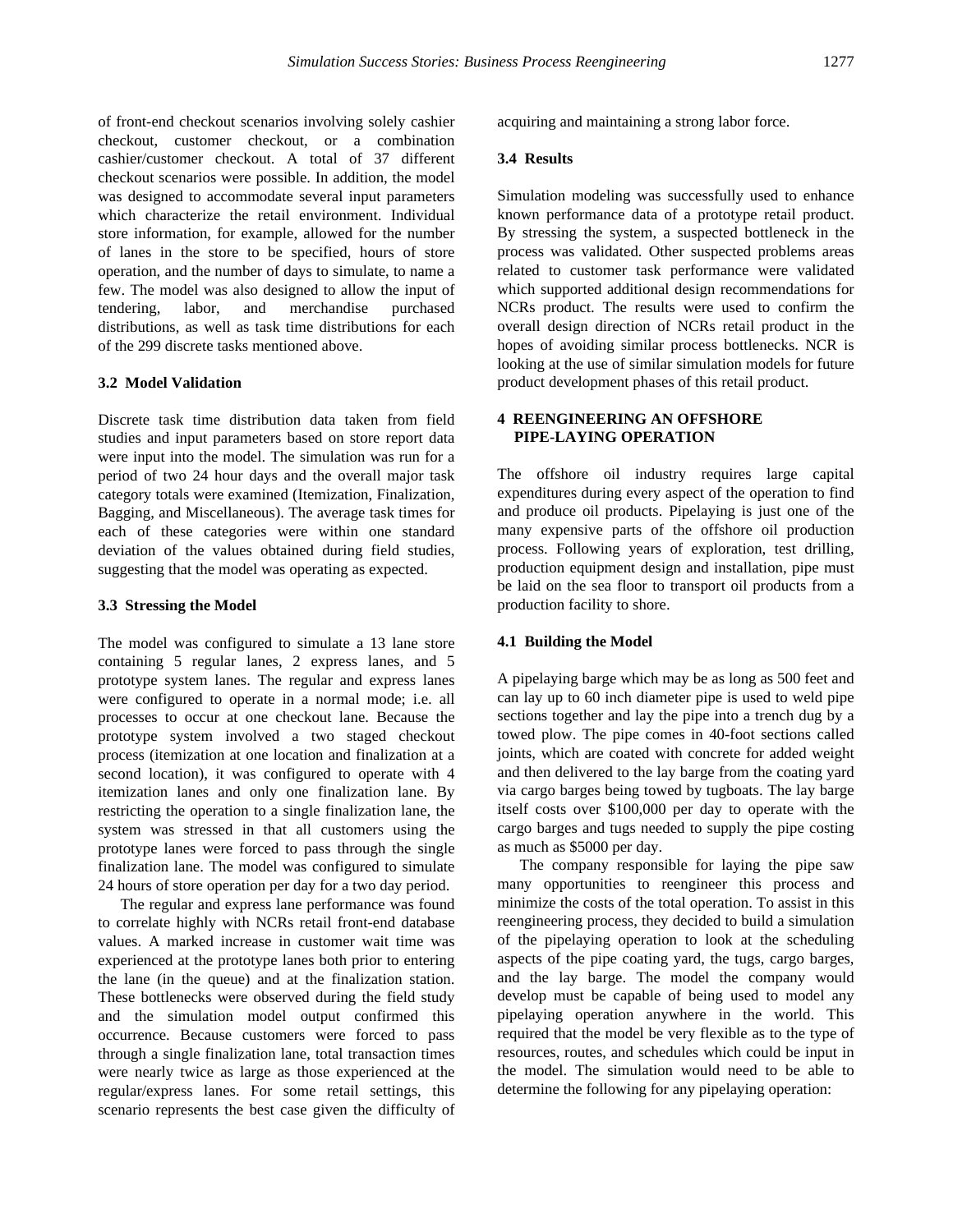of front-end checkout scenarios involving solely cashier checkout, customer checkout, or a combination cashier/customer checkout. A total of 37 different checkout scenarios were possible. In addition, the model was designed to accommodate several input parameters which characterize the retail environment. Individual store information, for example, allowed for the number of lanes in the store to be specified, hours of store operation, and the number of days to simulate, to name a few. The model was also designed to allow the input of tendering, labor, and merchandise purchased distributions, as well as task time distributions for each of the 299 discrete tasks mentioned above.

### 3.2 Model Validation

Discrete task time distribution data taken from field studies and input parameters based on store report data were input into the model. The simulation was run for a period of two 24 hour days and the overall major task category totals were examined (Itemization, Finalization, Bagging, and Miscellaneous). The average task times for each of these categories were within one standard deviation of the values obtained during field studies, suggesting that the model was operating as expected.

### 3.3 Stressing the Model

The model was configured to simulate a 13 lane store containing 5 regular lanes, 2 express lanes, and 5 prototype system lanes. The regular and express lanes were configured to operate in a normal mode; i.e. all processes to occur at one checkout lane. Because the prototype system involved a two staged checkout process (itemization at one location and finalization at a second location), it was configured to operate with 4 itemization lanes and only one finalization lane. By restricting the operation to a single finalization lane, the system was stressed in that all customers using the prototype lanes were forced to pass through the single finalization lane. The model was configured to simulate 24 hours of store operation per day for a two day period.

The regular and express lane performance was found to correlate highly with NCRs retail front-end database values. A marked increase in customer wait time was experienced at the prototype lanes both prior to entering the lane (in the queue) and at the finalization station. These bottlenecks were observed during the field study and the simulation model output confirmed this occurrence. Because customers were forced to pass through a single finalization lane, total transaction times were nearly twice as large as those experienced at the regular/express lanes. For some retail settings, this scenario represents the best case given the difficulty of acquiring and maintaining a strong labor force.

### 3.4 Results

Simulation modeling was successfully used to enhance known performance data of a prototype retail product. By stressing the system, a suspected bottleneck in the process was validated. Other suspected problems areas related to customer task performance were validated which supported additional design recommendations for NCRs product. The results were used to confirm the overall design direction of NCRs retail product in the hopes of avoiding similar process bottlenecks. NCR is looking at the use of similar simulation models for future product development phases of this retail product.

## 4 REENGINEERING AN OFFSHORE PIPE-LAYING OPERATION

The offshore oil industry requires large capital expenditures during every aspect of the operation to find and produce oil products. Pipelaying is just one of the many expensive parts of the offshore oil production process. Following years of exploration, test drilling, production equipment design and installation, pipe must be laid on the sea floor to transport oil products from a production facility to shore.

### 4.1 Building the Model

A pipelaying barge which may be as long as 500 feet and can lay up to 60 inch diameter pipe is used to weld pipe sections together and lay the pipe into a trench dug by a towed plow. The pipe comes in 40-foot sections called joints, which are coated with concrete for added weight and then delivered to the lay barge from the coating yard via cargo barges being towed by tugboats. The lay barge itself costs over $100,000 per day to operate with the cargo barges and tugs needed to supply the pipe costing as much as $5000 per day.

The company responsible for laying the pipe saw many opportunities to reengineer this process and minimize the costs of the total operation. To assist in this reengineering process, they decided to build a simulation of the pipelaying operation to look at the scheduling aspects of the pipe coating yard, the tugs, cargo barges, and the lay barge. The model the company would develop must be capable of being used to model any pipelaying operation anywhere in the world. This required that the model be very flexible as to the type of resources, routes, and schedules which could be input in the model. The simulation would need to be able to determine the following for any pipelaying operation: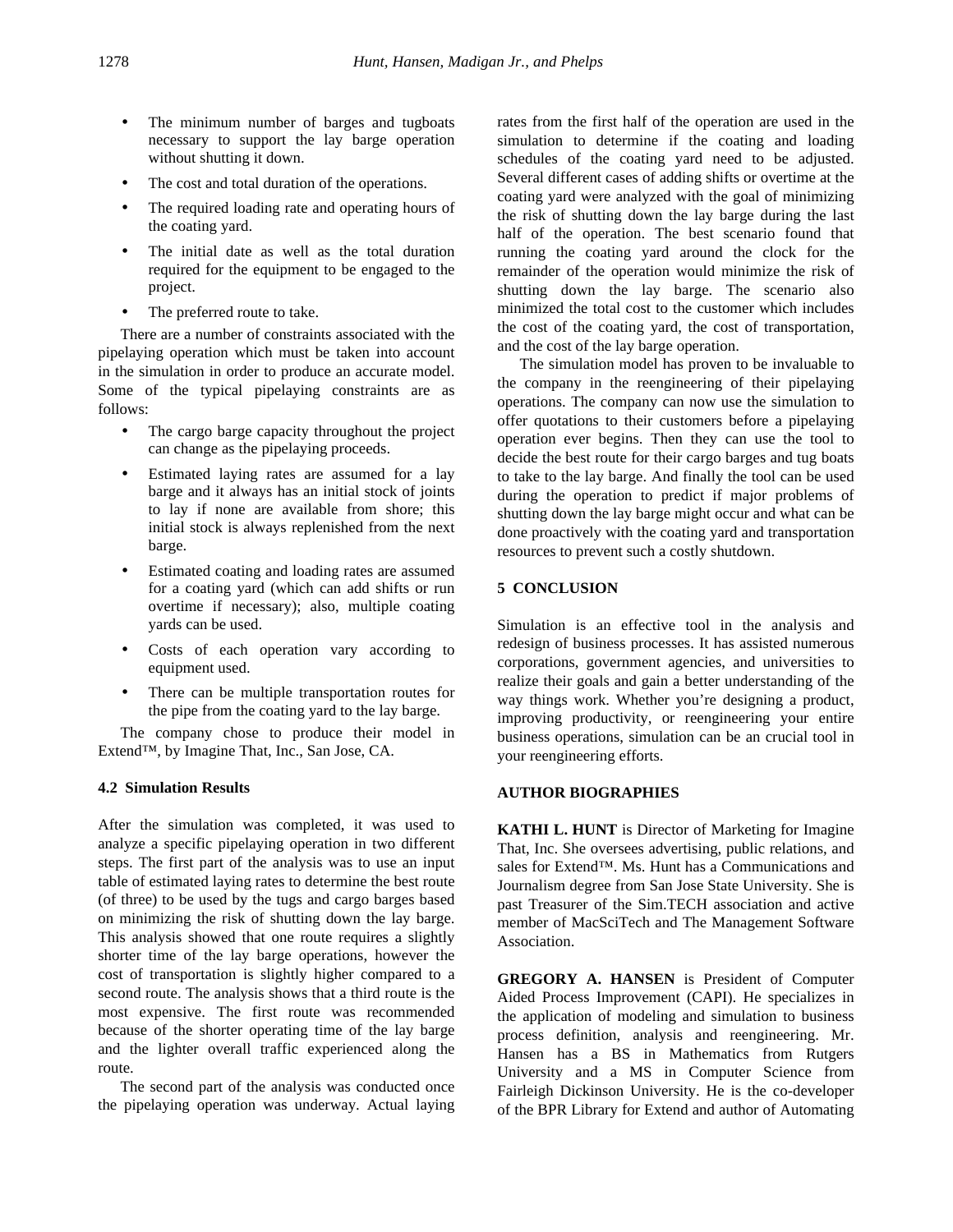- The minimum number of barges and tugboats necessary to support the lay barge operation without shutting it down.
- The cost and total duration of the operations.
- The required loading rate and operating hours of the coating yard.
- The initial date as well as the total duration required for the equipment to be engaged to the project.
- The preferred route to take.

There are a number of constraints associated with the pipelaying operation which must be taken into account in the simulation in order to produce an accurate model. Some of the typical pipelaying constraints are as follows:

- The cargo barge capacity throughout the project can change as the pipelaying proceeds.
- Estimated laying rates are assumed for a lay barge and it always has an initial stock of joints to lay if none are available from shore; this initial stock is always replenished from the next barge.
- Estimated coating and loading rates are assumed for a coating yard (which can add shifts or run overtime if necessary); also, multiple coating yards can be used.
- Costs of each operation vary according to equipment used.
- There can be multiple transportation routes for the pipe from the coating yard to the lay barge.

The company chose to produce their model in Extend™, by Imagine That, Inc., San Jose, CA.

### 4.2 Simulation Results

After the simulation was completed, it was used to analyze a specific pipelaying operation in two different steps. The first part of the analysis was to use an input table of estimated laying rates to determine the best route (of three) to be used by the tugs and cargo barges based on minimizing the risk of shutting down the lay barge. This analysis showed that one route requires a slightly shorter time of the lay barge operations, however the cost of transportation is slightly higher compared to a second route. The analysis shows that a third route is the most expensive. The first route was recommended because of the shorter operating time of the lay barge and the lighter overall traffic experienced along the route.

The second part of the analysis was conducted once the pipelaying operation was underway. Actual laying rates from the first half of the operation are used in the simulation to determine if the coating and loading schedules of the coating yard need to be adjusted. Several different cases of adding shifts or overtime at the coating yard were analyzed with the goal of minimizing the risk of shutting down the lay barge during the last half of the operation. The best scenario found that running the coating yard around the clock for the remainder of the operation would minimize the risk of shutting down the lay barge. The scenario also minimized the total cost to the customer which includes the cost of the coating yard, the cost of transportation, and the cost of the lay barge operation.

The simulation model has proven to be invaluable to the company in the reengineering of their pipelaying operations. The company can now use the simulation to offer quotations to their customers before a pipelaying operation ever begins. Then they can use the tool to decide the best route for their cargo barges and tug boats to take to the lay barge. And finally the tool can be used during the operation to predict if major problems of shutting down the lay barge might occur and what can be done proactively with the coating yard and transportation resources to prevent such a costly shutdown.

## 5 CONCLUSION

Simulation is an effective tool in the analysis and redesign of business processes. It has assisted numerous corporations, government agencies, and universities to realize their goals and gain a better understanding of the way things work. Whether you're designing a product, improving productivity, or reengineering your entire business operations, simulation can be an crucial tool in your reengineering efforts.

## AUTHOR BIOGRAPHIES

**KATHI L. HUNT** is Director of Marketing for Imagine That, Inc. She oversees advertising, public relations, and sales for Extend™. Ms. Hunt has a Communications and Journalism degree from San Jose State University. She is past Treasurer of the Sim.TECH association and active member of MacSciTech and The Management Software Association.

**GREGORY A. HANSEN** is President of Computer Aided Process Improvement (CAPI). He specializes in the application of modeling and simulation to business process definition, analysis and reengineering. Mr. Hansen has a BS in Mathematics from Rutgers University and a MS in Computer Science from Fairleigh Dickinson University. He is the co-developer of the BPR Library for Extend and author of Automating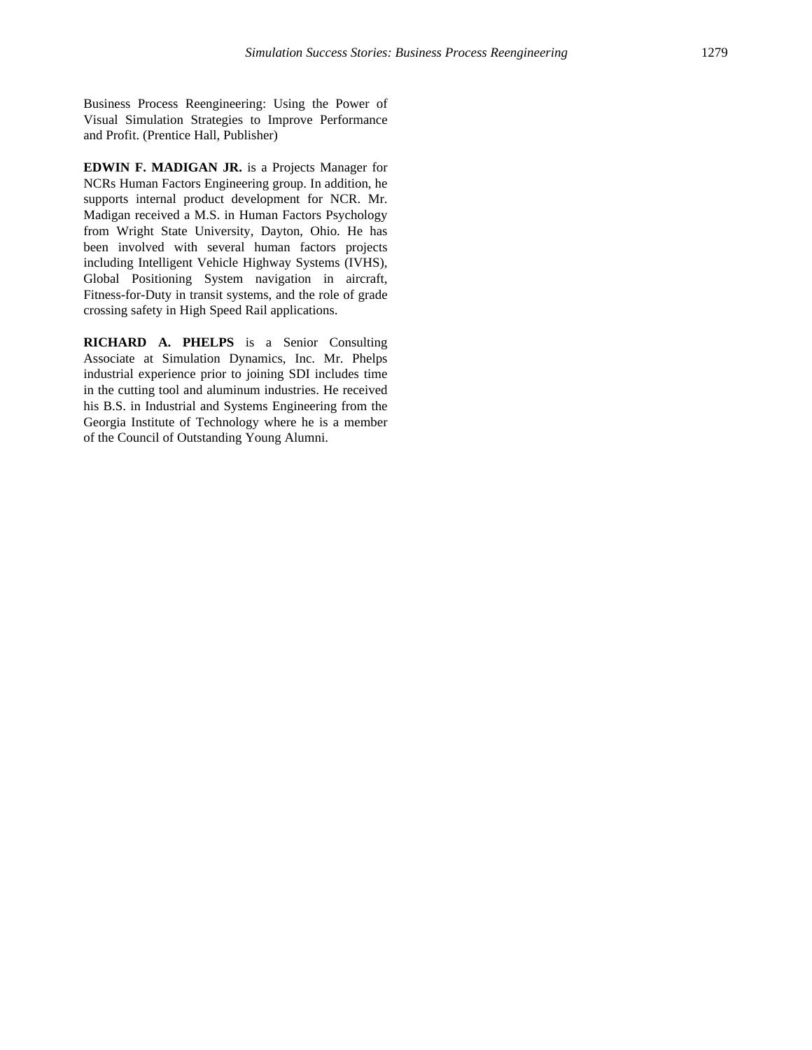Business Process Reengineering: Using the Power of Visual Simulation Strategies to Improve Performance and Profit. (Prentice Hall, Publisher)

**EDWIN F. MADIGAN JR.** is a Projects Manager for NCRs Human Factors Engineering group. In addition, he supports internal product development for NCR. Mr. Madigan received a M.S. in Human Factors Psychology from Wright State University, Dayton, Ohio. He has been involved with several human factors projects including Intelligent Vehicle Highway Systems (IVHS), Global Positioning System navigation in aircraft, Fitness-for-Duty in transit systems, and the role of grade crossing safety in High Speed Rail applications.

**RICHARD A. PHELPS** is a Senior Consulting Associate at Simulation Dynamics, Inc. Mr. Phelps industrial experience prior to joining SDI includes time in the cutting tool and aluminum industries. He received his B.S. in Industrial and Systems Engineering from the Georgia Institute of Technology where he is a member of the Council of Outstanding Young Alumni.